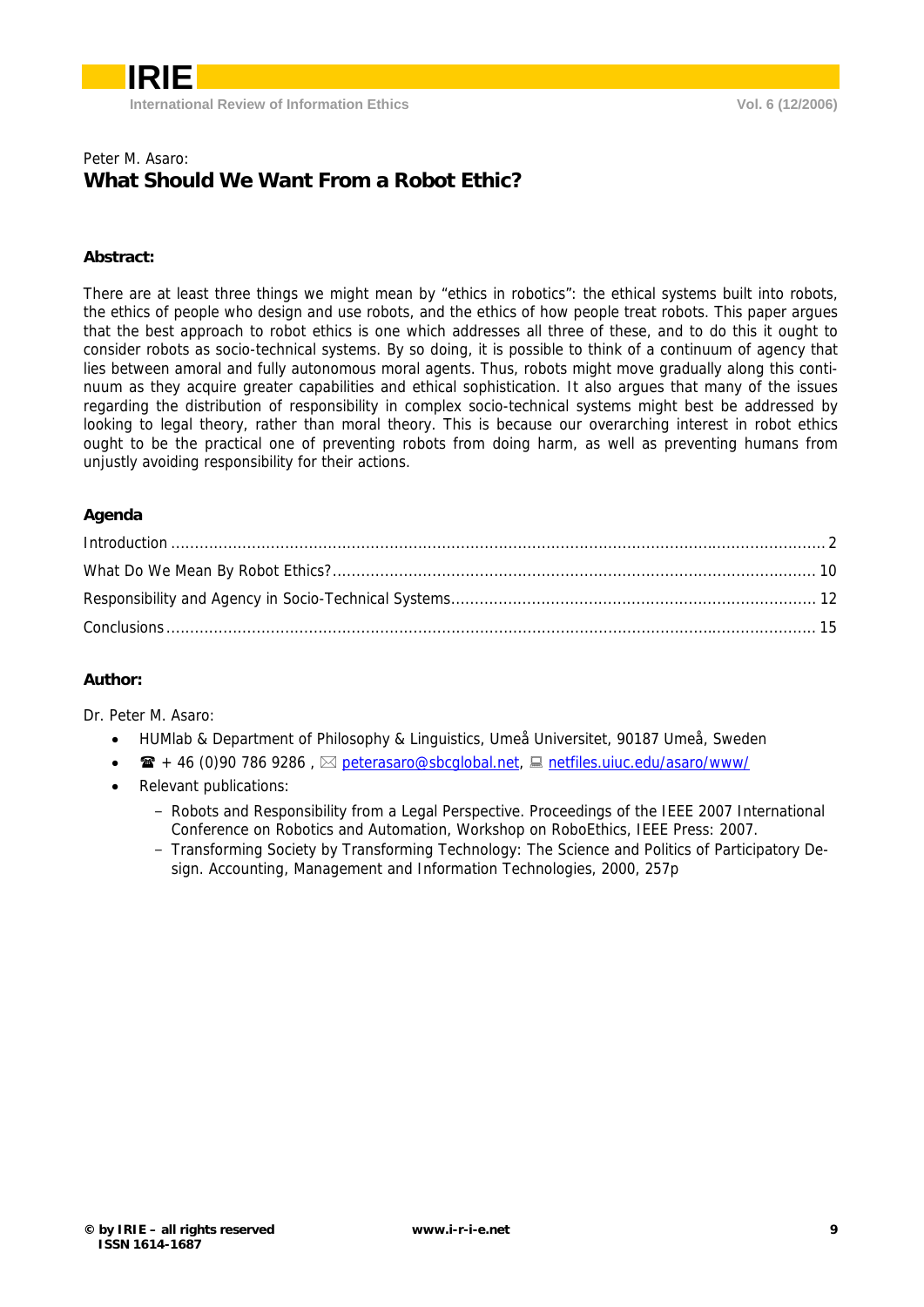Peter M. Asaro:

# What Should We Want From a Robot Ethic?

### Abstract:

There are at least three things we might mean by "ethics in robotics": the ethical systems built into robots, the ethics of people who design and use robots, and the ethics of how people treat robots. This paper argues that the best approach to robot ethics is one which addresses all three of these, and to do this it ought to consider robots as socio-technical systems. By so doing, it is possible to think of a continuum of agency that lies between amoral and fully autonomous moral agents. Thus, robots might move gradually along this continuum as they acquire greater capabilities and ethical sophistication. It also argues that many of the issues regarding the distribution of responsibility in complex socio-technical systems might best be addressed by looking to legal theory, rather than moral theory. This is because our overarching interest in robot ethics ought to be the practical one of preventing robots from doing harm, as well as preventing humans from unjustly avoiding responsibility for their actions.

### Agenda

Introduction ........................................................................................................................................ 2

What Do We Mean By Robot Ethics? .................................................................................................... 10

Responsibility and Agency in Socio-Technical Systems ........................................................................... 12

Conclusions ........................................................................................................................................ 15

### Author:

Dr. Peter M. Asaro:

- HUMlab & Department of Philosophy & Linguistics, Umeå Universitet, 90187 Umeå, Sweden
- ☎ + 46 (0)90 786 9286 , ✉ peterasaro@sbcglobal.net, 🖳 netfiles.uiuc.edu/asaro/www/
- Relevant publications:
  - Robots and Responsibility from a Legal Perspective. Proceedings of the IEEE 2007 International Conference on Robotics and Automation, Workshop on RoboEthics, IEEE Press: 2007.
  - Transforming Society by Transforming Technology: The Science and Politics of Participatory Design. Accounting, Management and Information Technologies, 2000, 257p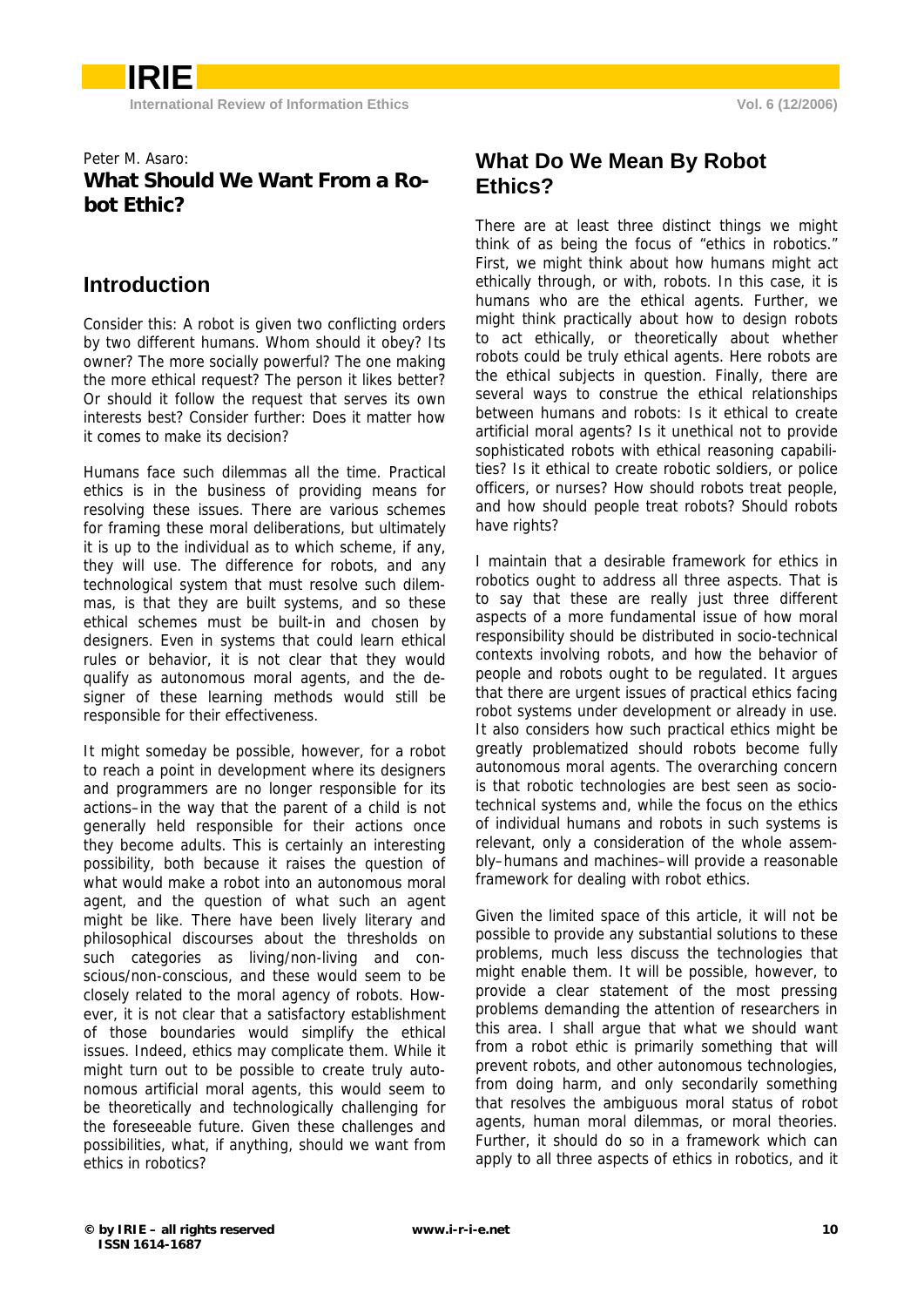Peter M. Asaro:

# What Should We Want From a Robot Ethic?

## Introduction

Consider this: A robot is given two conflicting orders by two different humans. Whom should it obey? Its owner? The more socially powerful? The one making the more ethical request? The person it likes better? Or should it follow the request that serves its own interests best? Consider further: Does it matter how it comes to make its decision?

Humans face such dilemmas all the time. Practical ethics is in the business of providing means for resolving these issues. There are various schemes for framing these moral deliberations, but ultimately it is up to the individual as to which scheme, if any, they will use. The difference for robots, and any technological system that must resolve such dilemmas, is that they are built systems, and so these ethical schemes must be built-in and chosen by designers. Even in systems that could learn ethical rules or behavior, it is not clear that they would qualify as autonomous moral agents, and the designer of these learning methods would still be responsible for their effectiveness.

It might someday be possible, however, for a robot to reach a point in development where its designers and programmers are no longer responsible for its actions–in the way that the parent of a child is not generally held responsible for their actions once they become adults. This is certainly an interesting possibility, both because it raises the question of what would make a robot into an autonomous moral agent, and the question of what such an agent might be like. There have been lively literary and philosophical discourses about the thresholds on such categories as living/non-living and conscious/non-conscious, and these would seem to be closely related to the moral agency of robots. However, it is not clear that a satisfactory establishment of those boundaries would simplify the ethical issues. Indeed, ethics may complicate them. While it might turn out to be possible to create truly autonomous artificial moral agents, this would seem to be theoretically and technologically challenging for the foreseeable future. Given these challenges and possibilities, what, if anything, should we want from ethics in robotics?

## What Do We Mean By Robot Ethics?

There are at least three distinct things we might think of as being the focus of "ethics in robotics." First, we might think about how humans might act ethically through, or with, robots. In this case, it is humans who are the ethical agents. Further, we might think practically about how to design robots to act ethically, or theoretically about whether robots could be truly ethical agents. Here robots are the ethical subjects in question. Finally, there are several ways to construe the ethical relationships between humans and robots: Is it ethical to create artificial moral agents? Is it unethical not to provide sophisticated robots with ethical reasoning capabilities? Is it ethical to create robotic soldiers, or police officers, or nurses? How should robots treat people, and how should people treat robots? Should robots have rights?

I maintain that a desirable framework for ethics in robotics ought to address all three aspects. That is to say that these are really just three different aspects of a more fundamental issue of how moral responsibility should be distributed in socio-technical contexts involving robots, and how the behavior of people and robots ought to be regulated. It argues that there are urgent issues of practical ethics facing robot systems under development or already in use. It also considers how such practical ethics might be greatly problematized should robots become fully autonomous moral agents. The overarching concern is that robotic technologies are best seen as socio-technical systems and, while the focus on the ethics of individual humans and robots in such systems is relevant, only a consideration of the whole assembly–humans and machines–will provide a reasonable framework for dealing with robot ethics.

Given the limited space of this article, it will not be possible to provide any substantial solutions to these problems, much less discuss the technologies that might enable them. It will be possible, however, to provide a clear statement of the most pressing problems demanding the attention of researchers in this area. I shall argue that what we should want from a robot ethic is primarily something that will prevent robots, and other autonomous technologies, from doing harm, and only secondarily something that resolves the ambiguous moral status of robot agents, human moral dilemmas, or moral theories. Further, it should do so in a framework which can apply to all three aspects of ethics in robotics, and it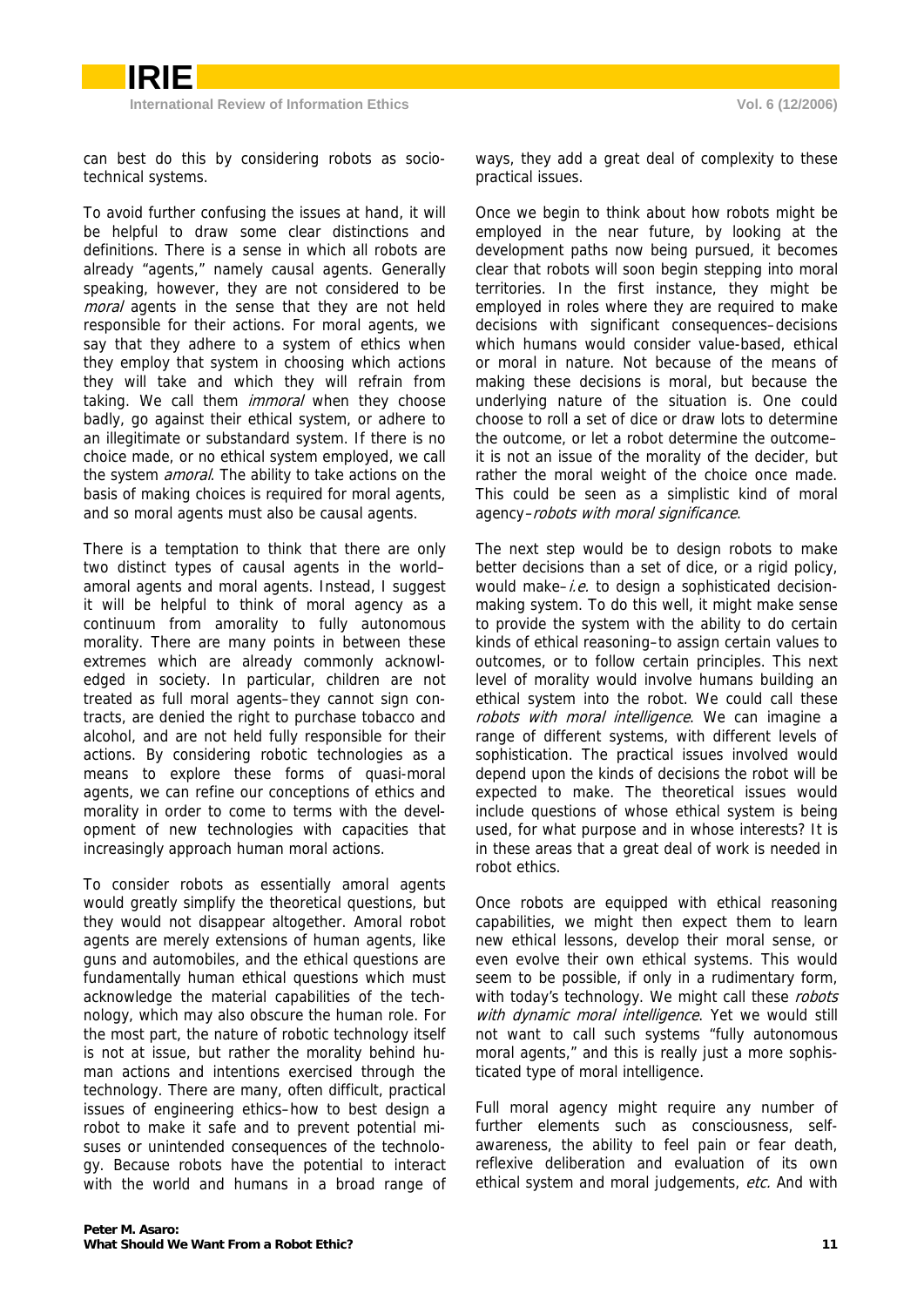can best do this by considering robots as socio-technical systems.

To avoid further confusing the issues at hand, it will be helpful to draw some clear distinctions and definitions. There is a sense in which all robots are already "agents," namely causal agents. Generally speaking, however, they are not considered to be *moral* agents in the sense that they are not held responsible for their actions. For moral agents, we say that they adhere to a system of ethics when they employ that system in choosing which actions they will take and which they will refrain from taking. We call them *immoral* when they choose badly, go against their ethical system, or adhere to an illegitimate or substandard system. If there is no choice made, or no ethical system employed, we call the system *amoral*. The ability to take actions on the basis of making choices is required for moral agents, and so moral agents must also be causal agents.

There is a temptation to think that there are only two distinct types of causal agents in the world–amoral agents and moral agents. Instead, I suggest it will be helpful to think of moral agency as a continuum from amorality to fully autonomous morality. There are many points in between these extremes which are already commonly acknowledged in society. In particular, children are not treated as full moral agents–they cannot sign contracts, are denied the right to purchase tobacco and alcohol, and are not held fully responsible for their actions. By considering robotic technologies as a means to explore these forms of quasi-moral agents, we can refine our conceptions of ethics and morality in order to come to terms with the development of new technologies with capacities that increasingly approach human moral actions.

To consider robots as essentially amoral agents would greatly simplify the theoretical questions, but they would not disappear altogether. Amoral robot agents are merely extensions of human agents, like guns and automobiles, and the ethical questions are fundamentally human ethical questions which must acknowledge the material capabilities of the technology, which may also obscure the human role. For the most part, the nature of robotic technology itself is not at issue, but rather the morality behind human actions and intentions exercised through the technology. There are many, often difficult, practical issues of engineering ethics–how to best design a robot to make it safe and to prevent potential misuses or unintended consequences of the technology. Because robots have the potential to interact with the world and humans in a broad range of ways, they add a great deal of complexity to these practical issues.

Once we begin to think about how robots might be employed in the near future, by looking at the development paths now being pursued, it becomes clear that robots will soon begin stepping into moral territories. In the first instance, they might be employed in roles where they are required to make decisions with significant consequences–decisions which humans would consider value-based, ethical or moral in nature. Not because of the means of making these decisions is moral, but because the underlying nature of the situation is. One could choose to roll a set of dice or draw lots to determine the outcome, or let a robot determine the outcome–it is not an issue of the morality of the decider, but rather the moral weight of the choice once made. This could be seen as a simplistic kind of moral agency–*robots with moral significance*.

The next step would be to design robots to make better decisions than a set of dice, or a rigid policy, would make–*i.e.* to design a sophisticated decision-making system. To do this well, it might make sense to provide the system with the ability to do certain kinds of ethical reasoning–to assign certain values to outcomes, or to follow certain principles. This next level of morality would involve humans building an ethical system into the robot. We could call these *robots with moral intelligence*. We can imagine a range of different systems, with different levels of sophistication. The practical issues involved would depend upon the kinds of decisions the robot will be expected to make. The theoretical issues would include questions of whose ethical system is being used, for what purpose and in whose interests? It is in these areas that a great deal of work is needed in robot ethics.

Once robots are equipped with ethical reasoning capabilities, we might then expect them to learn new ethical lessons, develop their moral sense, or even evolve their own ethical systems. This would seem to be possible, if only in a rudimentary form, with today's technology. We might call these *robots with dynamic moral intelligence*. Yet we would still not want to call such systems "fully autonomous moral agents," and this is really just a more sophisticated type of moral intelligence.

Full moral agency might require any number of further elements such as consciousness, self-awareness, the ability to feel pain or fear death, reflexive deliberation and evaluation of its own ethical system and moral judgements, *etc.* And with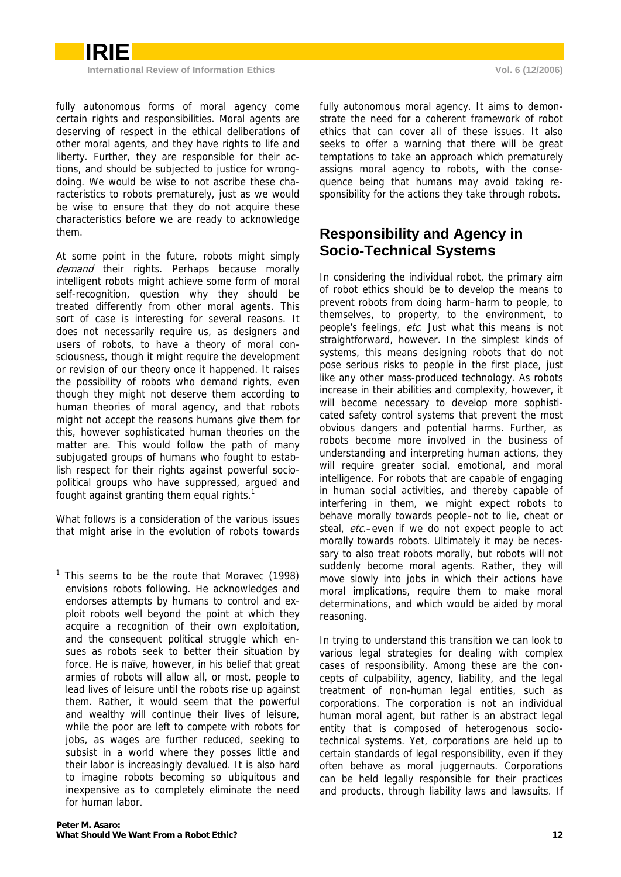fully autonomous forms of moral agency come certain rights and responsibilities. Moral agents are deserving of respect in the ethical deliberations of other moral agents, and they have rights to life and liberty. Further, they are responsible for their actions, and should be subjected to justice for wrongdoing. We would be wise to not ascribe these characteristics to robots prematurely, just as we would be wise to ensure that they do not acquire these characteristics before we are ready to acknowledge them.

At some point in the future, robots might simply *demand* their rights. Perhaps because morally intelligent robots might achieve some form of moral self-recognition, question why they should be treated differently from other moral agents. This sort of case is interesting for several reasons. It does not necessarily require us, as designers and users of robots, to have a theory of moral consciousness, though it might require the development or revision of our theory once it happened. It raises the possibility of robots who demand rights, even though they might not deserve them according to human theories of moral agency, and that robots might not accept the reasons humans give them for this, however sophisticated human theories on the matter are. This would follow the path of many subjugated groups of humans who fought to establish respect for their rights against powerful sociopolitical groups who have suppressed, argued and fought against granting them equal rights.[1]

What follows is a consideration of the various issues that might arise in the evolution of robots towards fully autonomous moral agency. It aims to demonstrate the need for a coherent framework of robot ethics that can cover all of these issues. It also seeks to offer a warning that there will be great temptations to take an approach which prematurely assigns moral agency to robots, with the consequence being that humans may avoid taking responsibility for the actions they take through robots.

## Responsibility and Agency in Socio-Technical Systems

In considering the individual robot, the primary aim of robot ethics should be to develop the means to prevent robots from doing harm–harm to people, to themselves, to property, to the environment, to people's feelings, *etc*. Just what this means is not straightforward, however. In the simplest kinds of systems, this means designing robots that do not pose serious risks to people in the first place, just like any other mass-produced technology. As robots increase in their abilities and complexity, however, it will become necessary to develop more sophisticated safety control systems that prevent the most obvious dangers and potential harms. Further, as robots become more involved in the business of understanding and interpreting human actions, they will require greater social, emotional, and moral intelligence. For robots that are capable of engaging in human social activities, and thereby capable of interfering in them, we might expect robots to behave morally towards people–not to lie, cheat or steal, *etc*.–even if we do not expect people to act morally towards robots. Ultimately it may be necessary to also treat robots morally, but robots will not suddenly become moral agents. Rather, they will move slowly into jobs in which their actions have moral implications, require them to make moral determinations, and which would be aided by moral reasoning.

In trying to understand this transition we can look to various legal strategies for dealing with complex cases of responsibility. Among these are the concepts of culpability, agency, liability, and the legal treatment of non-human legal entities, such as corporations. The corporation is not an individual human moral agent, but rather is an abstract legal entity that is composed of heterogenous socio-technical systems. Yet, corporations are held up to certain standards of legal responsibility, even if they often behave as moral juggernauts. Corporations can be held legally responsible for their practices and products, through liability laws and lawsuits. If

---

[1] This seems to be the route that Moravec (1998) envisions robots following. He acknowledges and endorses attempts by humans to control and exploit robots well beyond the point at which they acquire a recognition of their own exploitation, and the consequent political struggle which ensues as robots seek to better their situation by force. He is naïve, however, in his belief that great armies of robots will allow all, or most, people to lead lives of leisure until the robots rise up against them. Rather, it would seem that the powerful and wealthy will continue their lives of leisure, while the poor are left to compete with robots for jobs, as wages are further reduced, seeking to subsist in a world where they posses little and their labor is increasingly devalued. It is also hard to imagine robots becoming so ubiquitous and inexpensive as to completely eliminate the need for human labor.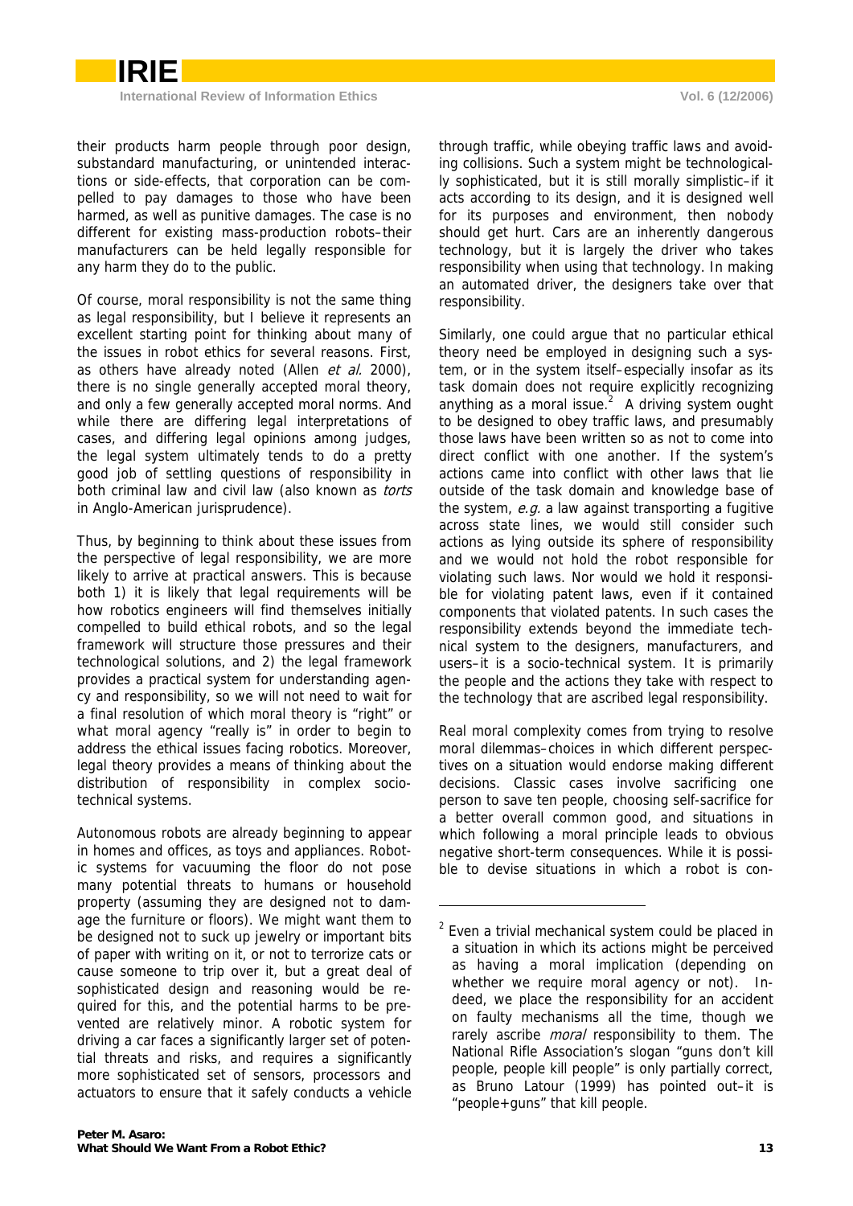their products harm people through poor design, substandard manufacturing, or unintended interactions or side-effects, that corporation can be compelled to pay damages to those who have been harmed, as well as punitive damages. The case is no different for existing mass-production robots–their manufacturers can be held legally responsible for any harm they do to the public.

Of course, moral responsibility is not the same thing as legal responsibility, but I believe it represents an excellent starting point for thinking about many of the issues in robot ethics for several reasons. First, as others have already noted (Allen *et al.* 2000), there is no single generally accepted moral theory, and only a few generally accepted moral norms. And while there are differing legal interpretations of cases, and differing legal opinions among judges, the legal system ultimately tends to do a pretty good job of settling questions of responsibility in both criminal law and civil law (also known as *torts* in Anglo-American jurisprudence).

Thus, by beginning to think about these issues from the perspective of legal responsibility, we are more likely to arrive at practical answers. This is because both 1) it is likely that legal requirements will be how robotics engineers will find themselves initially compelled to build ethical robots, and so the legal framework will structure those pressures and their technological solutions, and 2) the legal framework provides a practical system for understanding agency and responsibility, so we will not need to wait for a final resolution of which moral theory is "right" or what moral agency "really is" in order to begin to address the ethical issues facing robotics. Moreover, legal theory provides a means of thinking about the distribution of responsibility in complex socio-technical systems.

Autonomous robots are already beginning to appear in homes and offices, as toys and appliances. Robotic systems for vacuuming the floor do not pose many potential threats to humans or household property (assuming they are designed not to damage the furniture or floors). We might want them to be designed not to suck up jewelry or important bits of paper with writing on it, or not to terrorize cats or cause someone to trip over it, but a great deal of sophisticated design and reasoning would be required for this, and the potential harms to be prevented are relatively minor. A robotic system for driving a car faces a significantly larger set of potential threats and risks, and requires a significantly more sophisticated set of sensors, processors and actuators to ensure that it safely conducts a vehicle through traffic, while obeying traffic laws and avoiding collisions. Such a system might be technologically sophisticated, but it is still morally simplistic–if it acts according to its design, and it is designed well for its purposes and environment, then nobody should get hurt. Cars are an inherently dangerous technology, but it is largely the driver who takes responsibility when using that technology. In making an automated driver, the designers take over that responsibility.

Similarly, one could argue that no particular ethical theory need be employed in designing such a system, or in the system itself–especially insofar as its task domain does not require explicitly recognizing anything as a moral issue.[2] A driving system ought to be designed to obey traffic laws, and presumably those laws have been written so as not to come into direct conflict with one another. If the system's actions came into conflict with other laws that lie outside of the task domain and knowledge base of the system, *e.g.* a law against transporting a fugitive across state lines, we would still consider such actions as lying outside its sphere of responsibility and we would not hold the robot responsible for violating such laws. Nor would we hold it responsible for violating patent laws, even if it contained components that violated patents. In such cases the responsibility extends beyond the immediate technical system to the designers, manufacturers, and users–it is a socio-technical system. It is primarily the people and the actions they take with respect to the technology that are ascribed legal responsibility.

Real moral complexity comes from trying to resolve moral dilemmas–choices in which different perspectives on a situation would endorse making different decisions. Classic cases involve sacrificing one person to save ten people, choosing self-sacrifice for a better overall common good, and situations in which following a moral principle leads to obvious negative short-term consequences. While it is possible to devise situations in which a robot is con-

---

[2] Even a trivial mechanical system could be placed in a situation in which its actions might be perceived as having a moral implication (depending on whether we require moral agency or not). Indeed, we place the responsibility for an accident on faulty mechanisms all the time, though we rarely ascribe *moral* responsibility to them. The National Rifle Association's slogan "guns don't kill people, people kill people" is only partially correct, as Bruno Latour (1999) has pointed out–it is "people+guns" that kill people.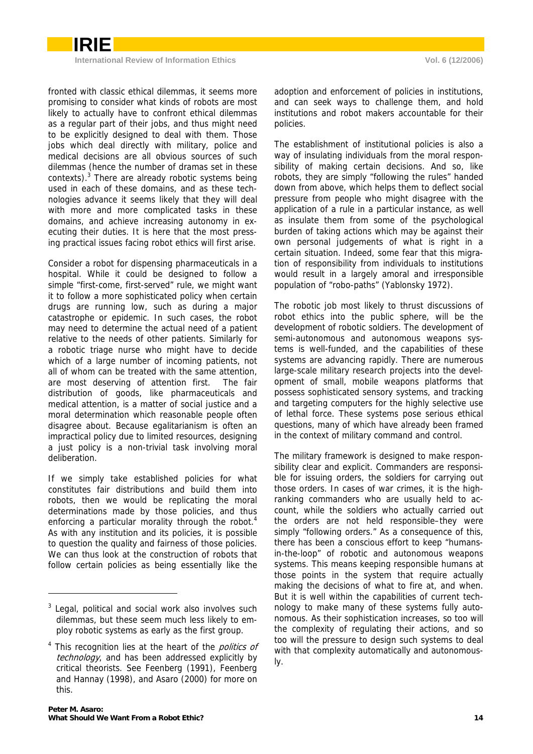fronted with classic ethical dilemmas, it seems more promising to consider what kinds of robots are most likely to actually have to confront ethical dilemmas as a regular part of their jobs, and thus might need to be explicitly designed to deal with them. Those jobs which deal directly with military, police and medical decisions are all obvious sources of such dilemmas (hence the number of dramas set in these contexts).[3] There are already robotic systems being used in each of these domains, and as these technologies advance it seems likely that they will deal with more and more complicated tasks in these domains, and achieve increasing autonomy in executing their duties. It is here that the most pressing practical issues facing robot ethics will first arise.

Consider a robot for dispensing pharmaceuticals in a hospital. While it could be designed to follow a simple "first-come, first-served" rule, we might want it to follow a more sophisticated policy when certain drugs are running low, such as during a major catastrophe or epidemic. In such cases, the robot may need to determine the actual need of a patient relative to the needs of other patients. Similarly for a robotic triage nurse who might have to decide which of a large number of incoming patients, not all of whom can be treated with the same attention, are most deserving of attention first. The fair distribution of goods, like pharmaceuticals and medical attention, is a matter of social justice and a moral determination which reasonable people often disagree about. Because egalitarianism is often an impractical policy due to limited resources, designing a just policy is a non-trivial task involving moral deliberation.

If we simply take established policies for what constitutes fair distributions and build them into robots, then we would be replicating the moral determinations made by those policies, and thus enforcing a particular morality through the robot.[4] As with any institution and its policies, it is possible to question the quality and fairness of those policies. We can thus look at the construction of robots that follow certain policies as being essentially like the adoption and enforcement of policies in institutions, and can seek ways to challenge them, and hold institutions and robot makers accountable for their policies.

The establishment of institutional policies is also a way of insulating individuals from the moral responsibility of making certain decisions. And so, like robots, they are simply "following the rules" handed down from above, which helps them to deflect social pressure from people who might disagree with the application of a rule in a particular instance, as well as insulate them from some of the psychological burden of taking actions which may be against their own personal judgements of what is right in a certain situation. Indeed, some fear that this migration of responsibility from individuals to institutions would result in a largely amoral and irresponsible population of "robo-paths" (Yablonsky 1972).

The robotic job most likely to thrust discussions of robot ethics into the public sphere, will be the development of robotic soldiers. The development of semi-autonomous and autonomous weapons systems is well-funded, and the capabilities of these systems are advancing rapidly. There are numerous large-scale military research projects into the development of small, mobile weapons platforms that possess sophisticated sensory systems, and tracking and targeting computers for the highly selective use of lethal force. These systems pose serious ethical questions, many of which have already been framed in the context of military command and control.

The military framework is designed to make responsibility clear and explicit. Commanders are responsible for issuing orders, the soldiers for carrying out those orders. In cases of war crimes, it is the high-ranking commanders who are usually held to account, while the soldiers who actually carried out the orders are not held responsible–they were simply "following orders." As a consequence of this, there has been a conscious effort to keep "humans-in-the-loop" of robotic and autonomous weapons systems. This means keeping responsible humans at those points in the system that require actually making the decisions of what to fire at, and when. But it is well within the capabilities of current technology to make many of these systems fully autonomous. As their sophistication increases, so too will the complexity of regulating their actions, and so too will the pressure to design such systems to deal with that complexity automatically and autonomously.

---

[3] Legal, political and social work also involves such dilemmas, but these seem much less likely to employ robotic systems as early as the first group.

[4] This recognition lies at the heart of the *politics of technology*, and has been addressed explicitly by critical theorists. See Feenberg (1991), Feenberg and Hannay (1998), and Asaro (2000) for more on this.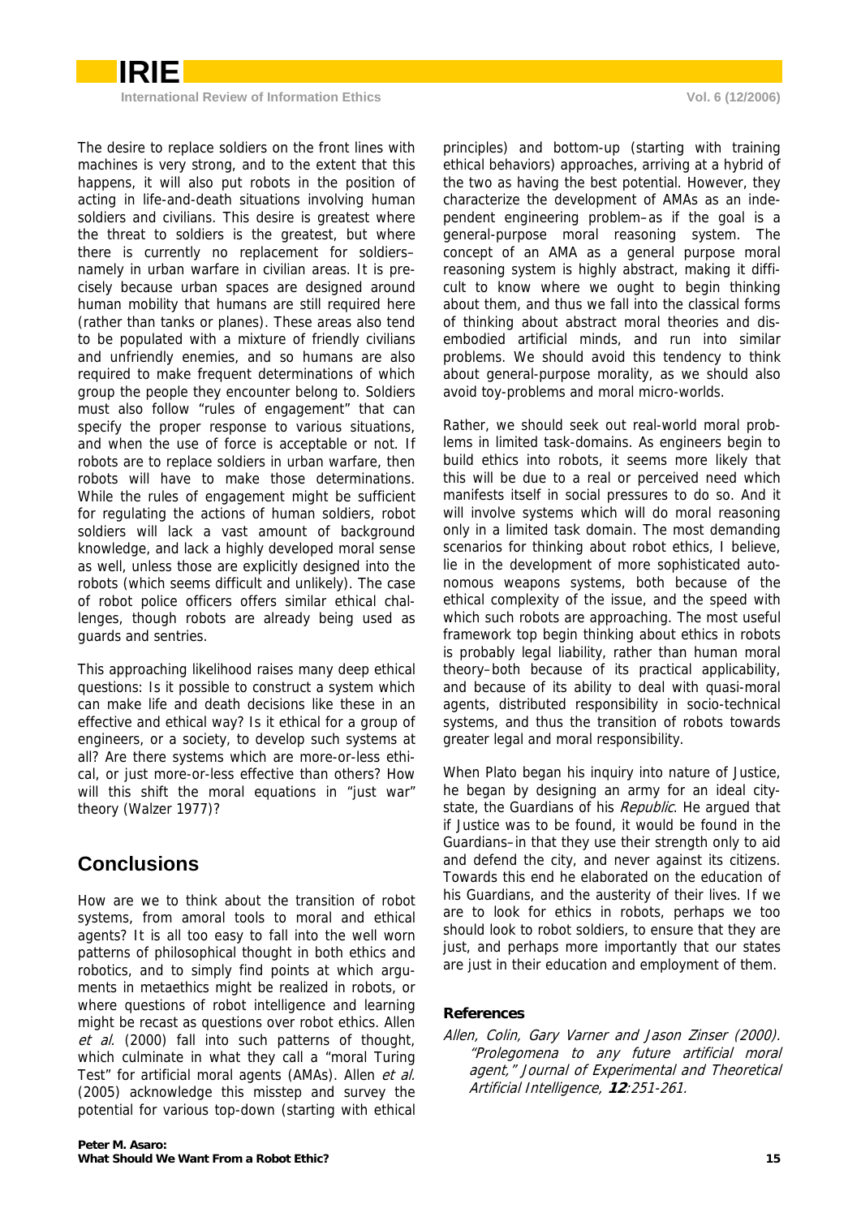The desire to replace soldiers on the front lines with machines is very strong, and to the extent that this happens, it will also put robots in the position of acting in life-and-death situations involving human soldiers and civilians. This desire is greatest where the threat to soldiers is the greatest, but where there is currently no replacement for soldiers–namely in urban warfare in civilian areas. It is precisely because urban spaces are designed around human mobility that humans are still required here (rather than tanks or planes). These areas also tend to be populated with a mixture of friendly civilians and unfriendly enemies, and so humans are also required to make frequent determinations of which group the people they encounter belong to. Soldiers must also follow "rules of engagement" that can specify the proper response to various situations, and when the use of force is acceptable or not. If robots are to replace soldiers in urban warfare, then robots will have to make those determinations. While the rules of engagement might be sufficient for regulating the actions of human soldiers, robot soldiers will lack a vast amount of background knowledge, and lack a highly developed moral sense as well, unless those are explicitly designed into the robots (which seems difficult and unlikely). The case of robot police officers offers similar ethical challenges, though robots are already being used as guards and sentries.

This approaching likelihood raises many deep ethical questions: Is it possible to construct a system which can make life and death decisions like these in an effective and ethical way? Is it ethical for a group of engineers, or a society, to develop such systems at all? Are there systems which are more-or-less ethical, or just more-or-less effective than others? How will this shift the moral equations in "just war" theory (Walzer 1977)?

## Conclusions

How are we to think about the transition of robot systems, from amoral tools to moral and ethical agents? It is all too easy to fall into the well worn patterns of philosophical thought in both ethics and robotics, and to simply find points at which arguments in metaethics might be realized in robots, or where questions of robot intelligence and learning might be recast as questions over robot ethics. Allen *et al.* (2000) fall into such patterns of thought, which culminate in what they call a "moral Turing Test" for artificial moral agents (AMAs). Allen *et al.* (2005) acknowledge this misstep and survey the potential for various top-down (starting with ethical principles) and bottom-up (starting with training ethical behaviors) approaches, arriving at a hybrid of the two as having the best potential. However, they characterize the development of AMAs as an independent engineering problem–as if the goal is a general-purpose moral reasoning system. The concept of an AMA as a general purpose moral reasoning system is highly abstract, making it difficult to know where we ought to begin thinking about them, and thus we fall into the classical forms of thinking about abstract moral theories and disembodied artificial minds, and run into similar problems. We should avoid this tendency to think about general-purpose morality, as we should also avoid toy-problems and moral micro-worlds.

Rather, we should seek out real-world moral problems in limited task-domains. As engineers begin to build ethics into robots, it seems more likely that this will be due to a real or perceived need which manifests itself in social pressures to do so. And it will involve systems which will do moral reasoning only in a limited task domain. The most demanding scenarios for thinking about robot ethics, I believe, lie in the development of more sophisticated autonomous weapons systems, both because of the ethical complexity of the issue, and the speed with which such robots are approaching. The most useful framework top begin thinking about ethics in robots is probably legal liability, rather than human moral theory–both because of its practical applicability, and because of its ability to deal with quasi-moral agents, distributed responsibility in socio-technical systems, and thus the transition of robots towards greater legal and moral responsibility.

When Plato began his inquiry into nature of Justice, he began by designing an army for an ideal city-state, the Guardians of his *Republic*. He argued that if Justice was to be found, it would be found in the Guardians–in that they use their strength only to aid and defend the city, and never against its citizens. Towards this end he elaborated on the education of his Guardians, and the austerity of their lives. If we are to look for ethics in robots, perhaps we too should look to robot soldiers, to ensure that they are just, and perhaps more importantly that our states are just in their education and employment of them.

### References

*Allen, Colin, Gary Varner and Jason Zinser (2000). "Prolegomena to any future artificial moral agent," Journal of Experimental and Theoretical Artificial Intelligence,* ***12****:251-261.*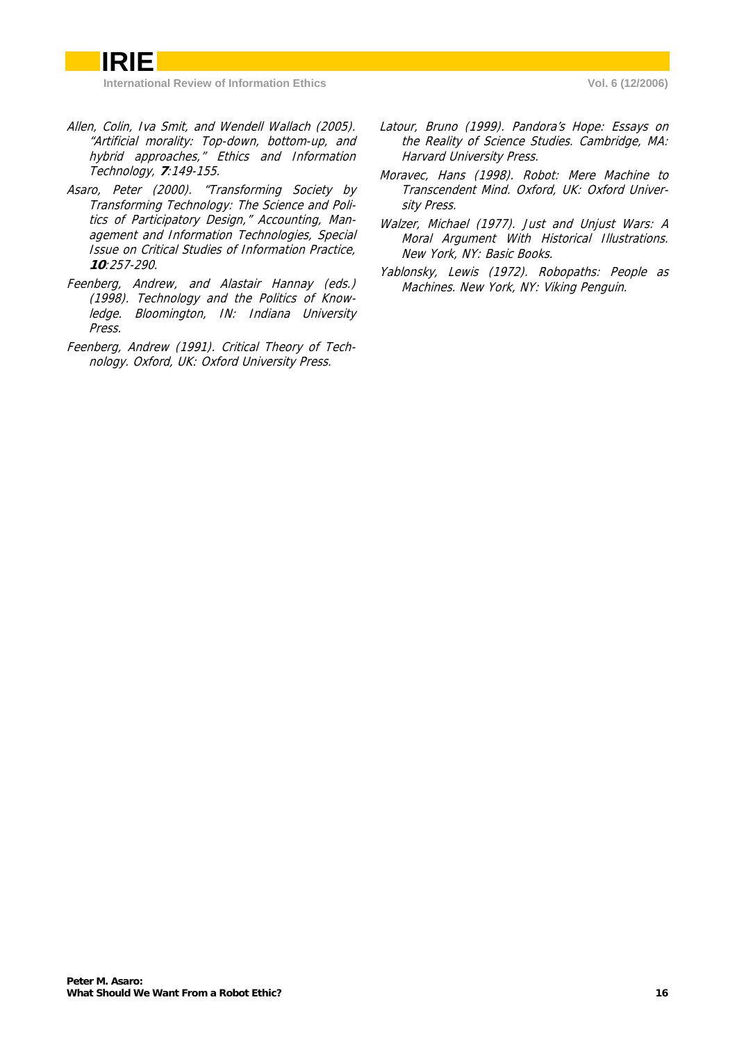*Allen, Colin, Iva Smit, and Wendell Wallach (2005). "Artificial morality: Top-down, bottom-up, and hybrid approaches," Ethics and Information Technology,* ***7****:149-155.*

*Asaro, Peter (2000). "Transforming Society by Transforming Technology: The Science and Politics of Participatory Design," Accounting, Management and Information Technologies, Special Issue on Critical Studies of Information Practice,* ***10****:257-290.*

*Feenberg, Andrew, and Alastair Hannay (eds.) (1998). Technology and the Politics of Knowledge. Bloomington, IN: Indiana University Press.*

*Feenberg, Andrew (1991). Critical Theory of Technology. Oxford, UK: Oxford University Press.*

*Latour, Bruno (1999). Pandora's Hope: Essays on the Reality of Science Studies. Cambridge, MA: Harvard University Press.*

*Moravec, Hans (1998). Robot: Mere Machine to Transcendent Mind. Oxford, UK: Oxford University Press.*

*Walzer, Michael (1977). Just and Unjust Wars: A Moral Argument With Historical Illustrations. New York, NY: Basic Books.*

*Yablonsky, Lewis (1972). Robopaths: People as Machines. New York, NY: Viking Penguin.*